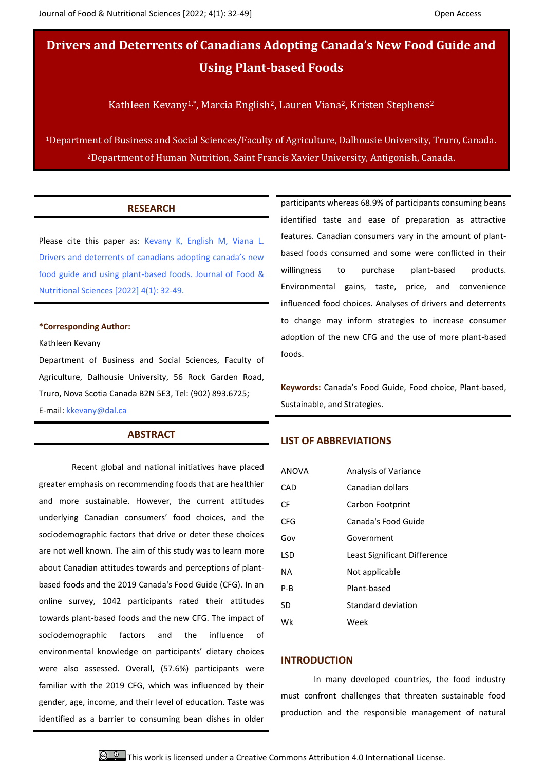# Drivers and Deterrents of Canadians Adopting Canada's New Food Guide and Using Plant-based Foods

Kathleen Kevany[1,*], Marcia English[2], Lauren Viana[2], Kristen Stephens[2]

[1]Department of Business and Social Sciences/Faculty of Agriculture, Dalhousie University, Truro, Canada.
[2]Department of Human Nutrition, Saint Francis Xavier University, Antigonish, Canada.

## RESEARCH

Please cite this paper as: Kevany K, English M, Viana L. Drivers and deterrents of canadians adopting canada's new food guide and using plant-based foods. Journal of Food & Nutritional Sciences [2022] 4(1): 32-49.

**\*Corresponding Author:**

Kathleen Kevany

Department of Business and Social Sciences, Faculty of Agriculture, Dalhousie University, 56 Rock Garden Road, Truro, Nova Scotia Canada B2N 5E3, Tel: (902) 893.6725;

E-mail: kkevany@dal.ca

## ABSTRACT

Recent global and national initiatives have placed greater emphasis on recommending foods that are healthier and more sustainable. However, the current attitudes underlying Canadian consumers' food choices, and the sociodemographic factors that drive or deter these choices are not well known. The aim of this study was to learn more about Canadian attitudes towards and perceptions of plant-based foods and the 2019 Canada's Food Guide (CFG). In an online survey, 1042 participants rated their attitudes towards plant-based foods and the new CFG. The impact of sociodemographic factors and the influence of environmental knowledge on participants' dietary choices were also assessed. Overall, (57.6%) participants were familiar with the 2019 CFG, which was influenced by their gender, age, income, and their level of education. Taste was identified as a barrier to consuming bean dishes in older participants whereas 68.9% of participants consuming beans identified taste and ease of preparation as attractive features. Canadian consumers vary in the amount of plant-based foods consumed and some were conflicted in their willingness to purchase plant-based products. Environmental gains, taste, price, and convenience influenced food choices. Analyses of drivers and deterrents to change may inform strategies to increase consumer adoption of the new CFG and the use of more plant-based foods.

**Keywords:** Canada's Food Guide, Food choice, Plant-based, Sustainable, and Strategies.

## LIST OF ABBREVIATIONS

| | |
|---|---|
| ANOVA | Analysis of Variance |
| CAD | Canadian dollars |
| CF | Carbon Footprint |
| CFG | Canada's Food Guide |
| Gov | Government |
| LSD | Least Significant Difference |
| NA | Not applicable |
| P-B | Plant-based |
| SD | Standard deviation |
| Wk | Week |

## INTRODUCTION

In many developed countries, the food industry must confront challenges that threaten sustainable food production and the responsible management of natural

This work is licensed under a Creative Commons Attribution 4.0 International License.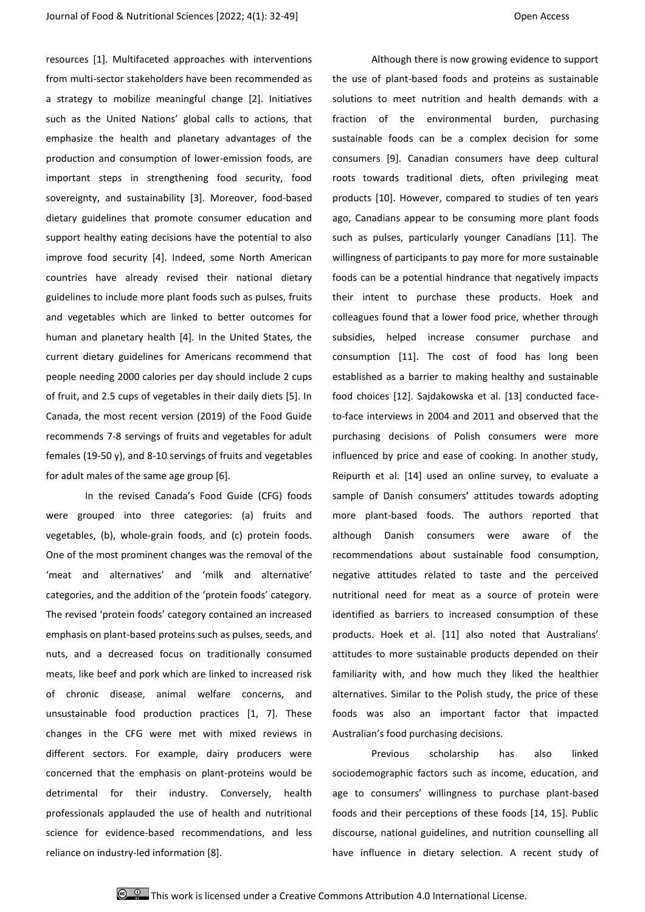resources [1]. Multifaceted approaches with interventions from multi-sector stakeholders have been recommended as a strategy to mobilize meaningful change [2]. Initiatives such as the United Nations' global calls to actions, that emphasize the health and planetary advantages of the production and consumption of lower-emission foods, are important steps in strengthening food security, food sovereignty, and sustainability [3]. Moreover, food-based dietary guidelines that promote consumer education and support healthy eating decisions have the potential to also improve food security [4]. Indeed, some North American countries have already revised their national dietary guidelines to include more plant foods such as pulses, fruits and vegetables which are linked to better outcomes for human and planetary health [4]. In the United States, the current dietary guidelines for Americans recommend that people needing 2000 calories per day should include 2 cups of fruit, and 2.5 cups of vegetables in their daily diets [5]. In Canada, the most recent version (2019) of the Food Guide recommends 7-8 servings of fruits and vegetables for adult females (19-50 y), and 8-10 servings of fruits and vegetables for adult males of the same age group [6].

In the revised Canada's Food Guide (CFG) foods were grouped into three categories: (a) fruits and vegetables, (b), whole-grain foods, and (c) protein foods. One of the most prominent changes was the removal of the 'meat and alternatives' and 'milk and alternative' categories, and the addition of the 'protein foods' category. The revised 'protein foods' category contained an increased emphasis on plant-based proteins such as pulses, seeds, and nuts, and a decreased focus on traditionally consumed meats, like beef and pork which are linked to increased risk of chronic disease, animal welfare concerns, and unsustainable food production practices [1, 7]. These changes in the CFG were met with mixed reviews in different sectors. For example, dairy producers were concerned that the emphasis on plant-proteins would be detrimental for their industry. Conversely, health professionals applauded the use of health and nutritional science for evidence-based recommendations, and less reliance on industry-led information [8].

Although there is now growing evidence to support the use of plant-based foods and proteins as sustainable solutions to meet nutrition and health demands with a fraction of the environmental burden, purchasing sustainable foods can be a complex decision for some consumers [9]. Canadian consumers have deep cultural roots towards traditional diets, often privileging meat products [10]. However, compared to studies of ten years ago, Canadians appear to be consuming more plant foods such as pulses, particularly younger Canadians [11]. The willingness of participants to pay more for more sustainable foods can be a potential hindrance that negatively impacts their intent to purchase these products. Hoek and colleagues found that a lower food price, whether through subsidies, helped increase consumer purchase and consumption [11]. The cost of food has long been established as a barrier to making healthy and sustainable food choices [12]. Sajdakowska et al. [13] conducted face-to-face interviews in 2004 and 2011 and observed that the purchasing decisions of Polish consumers were more influenced by price and ease of cooking. In another study, Reipurth et al. [14] used an online survey, to evaluate a sample of Danish consumers' attitudes towards adopting more plant-based foods. The authors reported that although Danish consumers were aware of the recommendations about sustainable food consumption, negative attitudes related to taste and the perceived nutritional need for meat as a source of protein were identified as barriers to increased consumption of these products. Hoek et al. [11] also noted that Australians' attitudes to more sustainable products depended on their familiarity with, and how much they liked the healthier alternatives. Similar to the Polish study, the price of these foods was also an important factor that impacted Australian's food purchasing decisions.

Previous scholarship has also linked sociodemographic factors such as income, education, and age to consumers' willingness to purchase plant-based foods and their perceptions of these foods [14, 15]. Public discourse, national guidelines, and nutrition counselling all have influence in dietary selection. A recent study of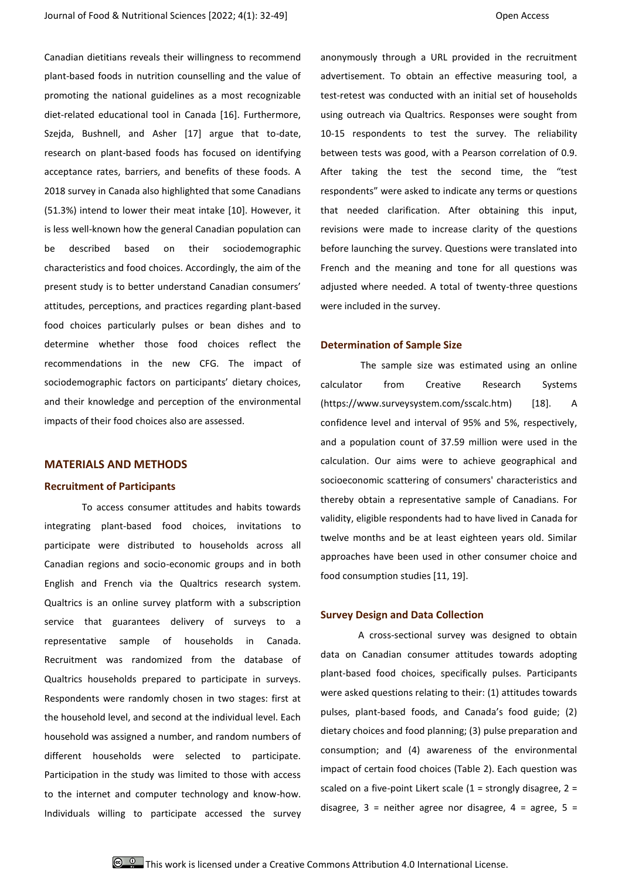Canadian dietitians reveals their willingness to recommend plant-based foods in nutrition counselling and the value of promoting the national guidelines as a most recognizable diet-related educational tool in Canada [16]. Furthermore, Szejda, Bushnell, and Asher [17] argue that to-date, research on plant-based foods has focused on identifying acceptance rates, barriers, and benefits of these foods. A 2018 survey in Canada also highlighted that some Canadians (51.3%) intend to lower their meat intake [10]. However, it is less well-known how the general Canadian population can be described based on their sociodemographic characteristics and food choices. Accordingly, the aim of the present study is to better understand Canadian consumers' attitudes, perceptions, and practices regarding plant-based food choices particularly pulses or bean dishes and to determine whether those food choices reflect the recommendations in the new CFG. The impact of sociodemographic factors on participants' dietary choices, and their knowledge and perception of the environmental impacts of their food choices also are assessed.

## MATERIALS AND METHODS

### Recruitment of Participants

To access consumer attitudes and habits towards integrating plant-based food choices, invitations to participate were distributed to households across all Canadian regions and socio-economic groups and in both English and French via the Qualtrics research system. Qualtrics is an online survey platform with a subscription service that guarantees delivery of surveys to a representative sample of households in Canada. Recruitment was randomized from the database of Qualtrics households prepared to participate in surveys. Respondents were randomly chosen in two stages: first at the household level, and second at the individual level. Each household was assigned a number, and random numbers of different households were selected to participate. Participation in the study was limited to those with access to the internet and computer technology and know-how. Individuals willing to participate accessed the survey anonymously through a URL provided in the recruitment advertisement. To obtain an effective measuring tool, a test-retest was conducted with an initial set of households using outreach via Qualtrics. Responses were sought from 10-15 respondents to test the survey. The reliability between tests was good, with a Pearson correlation of 0.9. After taking the test the second time, the "test respondents" were asked to indicate any terms or questions that needed clarification. After obtaining this input, revisions were made to increase clarity of the questions before launching the survey. Questions were translated into French and the meaning and tone for all questions was adjusted where needed. A total of twenty-three questions were included in the survey.

### Determination of Sample Size

The sample size was estimated using an online calculator from Creative Research Systems (https://www.surveysystem.com/sscalc.htm) [18]. A confidence level and interval of 95% and 5%, respectively, and a population count of 37.59 million were used in the calculation. Our aims were to achieve geographical and socioeconomic scattering of consumers' characteristics and thereby obtain a representative sample of Canadians. For validity, eligible respondents had to have lived in Canada for twelve months and be at least eighteen years old. Similar approaches have been used in other consumer choice and food consumption studies [11, 19].

### Survey Design and Data Collection

A cross-sectional survey was designed to obtain data on Canadian consumer attitudes towards adopting plant-based food choices, specifically pulses. Participants were asked questions relating to their: (1) attitudes towards pulses, plant-based foods, and Canada's food guide; (2) dietary choices and food planning; (3) pulse preparation and consumption; and (4) awareness of the environmental impact of certain food choices (Table 2). Each question was scaled on a five-point Likert scale (1 = strongly disagree, 2 = disagree, 3 = neither agree nor disagree, 4 = agree, 5 =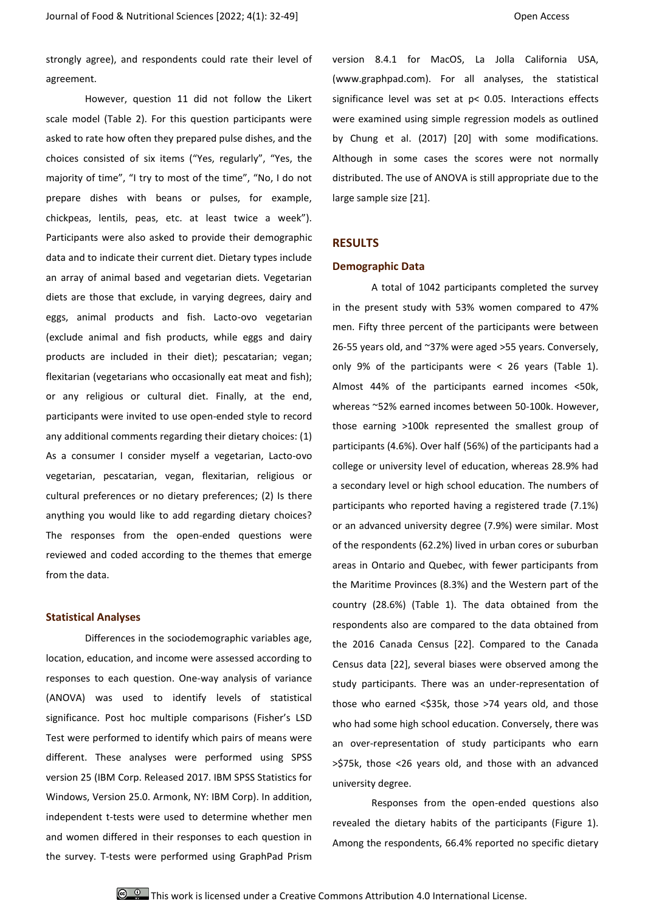strongly agree), and respondents could rate their level of agreement.

However, question 11 did not follow the Likert scale model (Table 2). For this question participants were asked to rate how often they prepared pulse dishes, and the choices consisted of six items ("Yes, regularly", "Yes, the majority of time", "I try to most of the time", "No, I do not prepare dishes with beans or pulses, for example, chickpeas, lentils, peas, etc. at least twice a week"). Participants were also asked to provide their demographic data and to indicate their current diet. Dietary types include an array of animal based and vegetarian diets. Vegetarian diets are those that exclude, in varying degrees, dairy and eggs, animal products and fish. Lacto-ovo vegetarian (exclude animal and fish products, while eggs and dairy products are included in their diet); pescatarian; vegan; flexitarian (vegetarians who occasionally eat meat and fish); or any religious or cultural diet. Finally, at the end, participants were invited to use open-ended style to record any additional comments regarding their dietary choices: (1) As a consumer I consider myself a vegetarian, Lacto-ovo vegetarian, pescatarian, vegan, flexitarian, religious or cultural preferences or no dietary preferences; (2) Is there anything you would like to add regarding dietary choices? The responses from the open-ended questions were reviewed and coded according to the themes that emerge from the data.

### Statistical Analyses

Differences in the sociodemographic variables age, location, education, and income were assessed according to responses to each question. One-way analysis of variance (ANOVA) was used to identify levels of statistical significance. Post hoc multiple comparisons (Fisher's LSD Test were performed to identify which pairs of means were different. These analyses were performed using SPSS version 25 (IBM Corp. Released 2017. IBM SPSS Statistics for Windows, Version 25.0. Armonk, NY: IBM Corp). In addition, independent t-tests were used to determine whether men and women differed in their responses to each question in the survey. T-tests were performed using GraphPad Prism version 8.4.1 for MacOS, La Jolla California USA, (www.graphpad.com). For all analyses, the statistical significance level was set at $p < 0.05$. Interactions effects were examined using simple regression models as outlined by Chung et al. (2017) [20] with some modifications. Although in some cases the scores were not normally distributed. The use of ANOVA is still appropriate due to the large sample size [21].

## RESULTS

### Demographic Data

A total of 1042 participants completed the survey in the present study with 53% women compared to 47% men. Fifty three percent of the participants were between 26-55 years old, and ~37% were aged >55 years. Conversely, only 9% of the participants were < 26 years (Table 1). Almost 44% of the participants earned incomes <50k, whereas ~52% earned incomes between 50-100k. However, those earning >100k represented the smallest group of participants (4.6%). Over half (56%) of the participants had a college or university level of education, whereas 28.9% had a secondary level or high school education. The numbers of participants who reported having a registered trade (7.1%) or an advanced university degree (7.9%) were similar. Most of the respondents (62.2%) lived in urban cores or suburban areas in Ontario and Quebec, with fewer participants from the Maritime Provinces (8.3%) and the Western part of the country (28.6%) (Table 1). The data obtained from the respondents also are compared to the data obtained from the 2016 Canada Census [22]. Compared to the Canada Census data [22], several biases were observed among the study participants. There was an under-representation of those who earned <$35k, those >74 years old, and those who had some high school education. Conversely, there was an over-representation of study participants who earn >$75k, those <26 years old, and those with an advanced university degree.

Responses from the open-ended questions also revealed the dietary habits of the participants (Figure 1). Among the respondents, 66.4% reported no specific dietary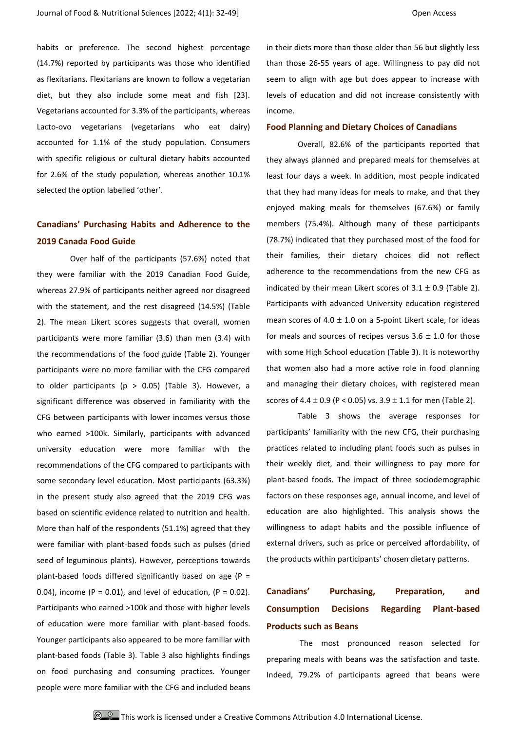habits or preference. The second highest percentage (14.7%) reported by participants was those who identified as flexitarians. Flexitarians are known to follow a vegetarian diet, but they also include some meat and fish [23]. Vegetarians accounted for 3.3% of the participants, whereas Lacto-ovo vegetarians (vegetarians who eat dairy) accounted for 1.1% of the study population. Consumers with specific religious or cultural dietary habits accounted for 2.6% of the study population, whereas another 10.1% selected the option labelled 'other'.

## Canadians' Purchasing Habits and Adherence to the 2019 Canada Food Guide

Over half of the participants (57.6%) noted that they were familiar with the 2019 Canadian Food Guide, whereas 27.9% of participants neither agreed nor disagreed with the statement, and the rest disagreed (14.5%) (Table 2). The mean Likert scores suggests that overall, women participants were more familiar (3.6) than men (3.4) with the recommendations of the food guide (Table 2). Younger participants were no more familiar with the CFG compared to older participants ($p > 0.05$) (Table 3). However, a significant difference was observed in familiarity with the CFG between participants with lower incomes versus those who earned >100k. Similarly, participants with advanced university education were more familiar with the recommendations of the CFG compared to participants with some secondary level education. Most participants (63.3%) in the present study also agreed that the 2019 CFG was based on scientific evidence related to nutrition and health. More than half of the respondents (51.1%) agreed that they were familiar with plant-based foods such as pulses (dried seed of leguminous plants). However, perceptions towards plant-based foods differed significantly based on age ($P = 0.04$), income ($P = 0.01$), and level of education, ($P = 0.02$). Participants who earned >100k and those with higher levels of education were more familiar with plant-based foods. Younger participants also appeared to be more familiar with plant-based foods (Table 3). Table 3 also highlights findings on food purchasing and consuming practices. Younger people were more familiar with the CFG and included beans in their diets more than those older than 56 but slightly less than those 26-55 years of age. Willingness to pay did not seem to align with age but does appear to increase with levels of education and did not increase consistently with income.

## Food Planning and Dietary Choices of Canadians

Overall, 82.6% of the participants reported that they always planned and prepared meals for themselves at least four days a week. In addition, most people indicated that they had many ideas for meals to make, and that they enjoyed making meals for themselves (67.6%) or family members (75.4%). Although many of these participants (78.7%) indicated that they purchased most of the food for their families, their dietary choices did not reflect adherence to the recommendations from the new CFG as indicated by their mean Likert scores of $3.1 \pm 0.9$ (Table 2). Participants with advanced University education registered mean scores of $4.0 \pm 1.0$ on a 5-point Likert scale, for ideas for meals and sources of recipes versus $3.6 \pm 1.0$ for those with some High School education (Table 3). It is noteworthy that women also had a more active role in food planning and managing their dietary choices, with registered mean scores of $4.4 \pm 0.9$ ($P < 0.05$) vs. $3.9 \pm 1.1$ for men (Table 2).

Table 3 shows the average responses for participants' familiarity with the new CFG, their purchasing practices related to including plant foods such as pulses in their weekly diet, and their willingness to pay more for plant-based foods. The impact of three sociodemographic factors on these responses age, annual income, and level of education are also highlighted. This analysis shows the willingness to adapt habits and the possible influence of external drivers, such as price or perceived affordability, of the products within participants' chosen dietary patterns.

## Canadians' Purchasing, Preparation, and Consumption Decisions Regarding Plant-based Products such as Beans

The most pronounced reason selected for preparing meals with beans was the satisfaction and taste. Indeed, 79.2% of participants agreed that beans were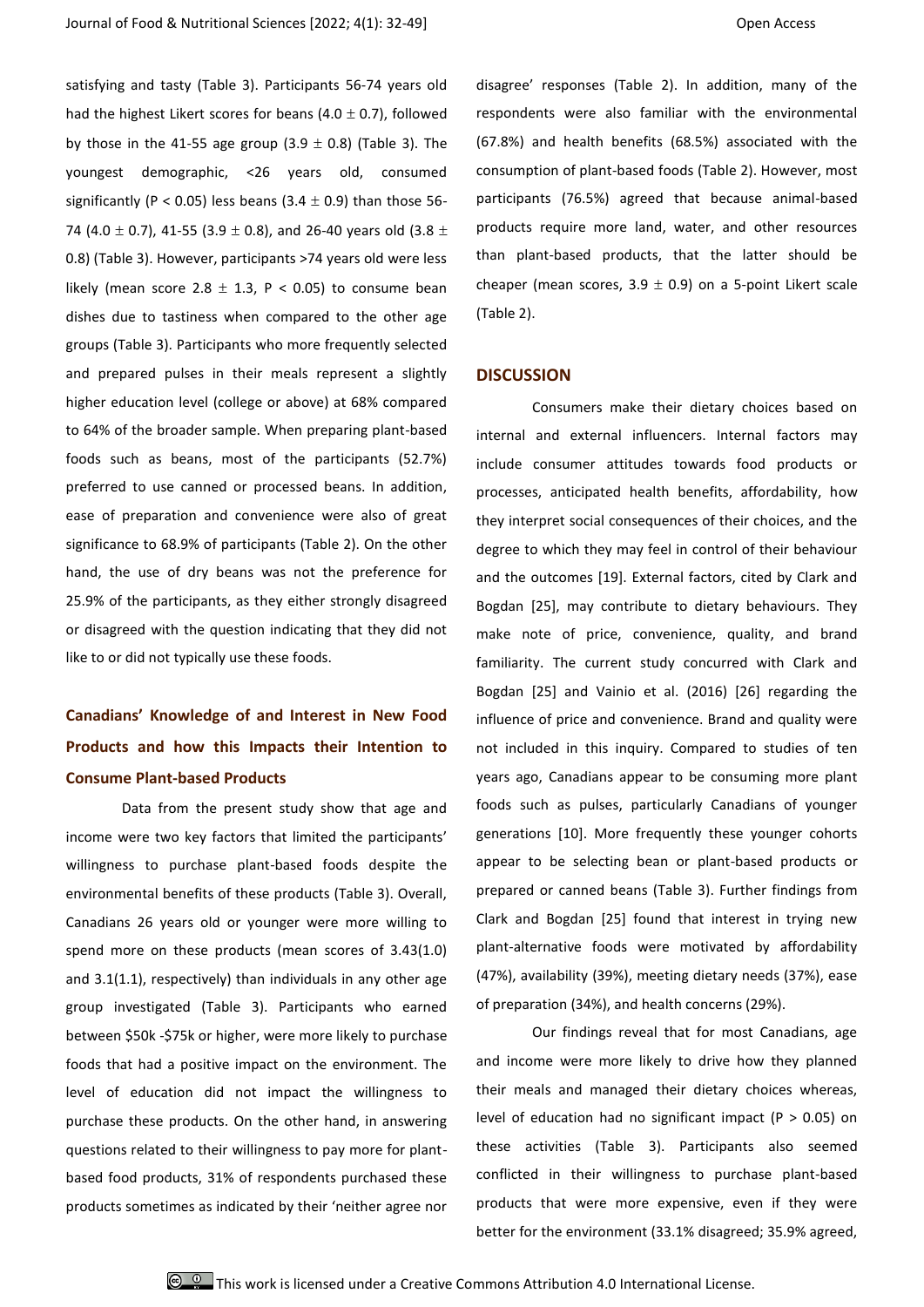satisfying and tasty (Table 3). Participants 56-74 years old had the highest Likert scores for beans ($4.0 \pm 0.7$), followed by those in the 41-55 age group ($3.9 \pm 0.8$) (Table 3). The youngest demographic, <26 years old, consumed significantly ($P < 0.05$) less beans ($3.4 \pm 0.9$) than those 56-74 ($4.0 \pm 0.7$), 41-55 ($3.9 \pm 0.8$), and 26-40 years old ($3.8 \pm 0.8$) (Table 3). However, participants >74 years old were less likely (mean score $2.8 \pm 1.3$, $P < 0.05$) to consume bean dishes due to tastiness when compared to the other age groups (Table 3). Participants who more frequently selected and prepared pulses in their meals represent a slightly higher education level (college or above) at 68% compared to 64% of the broader sample. When preparing plant-based foods such as beans, most of the participants (52.7%) preferred to use canned or processed beans. In addition, ease of preparation and convenience were also of great significance to 68.9% of participants (Table 2). On the other hand, the use of dry beans was not the preference for 25.9% of the participants, as they either strongly disagreed or disagreed with the question indicating that they did not like to or did not typically use these foods.

### Canadians' Knowledge of and Interest in New Food Products and how this Impacts their Intention to Consume Plant-based Products

Data from the present study show that age and income were two key factors that limited the participants' willingness to purchase plant-based foods despite the environmental benefits of these products (Table 3). Overall, Canadians 26 years old or younger were more willing to spend more on these products (mean scores of 3.43(1.0) and 3.1(1.1), respectively) than individuals in any other age group investigated (Table 3). Participants who earned between $50k -$75k or higher, were more likely to purchase foods that had a positive impact on the environment. The level of education did not impact the willingness to purchase these products. On the other hand, in answering questions related to their willingness to pay more for plant-based food products, 31% of respondents purchased these products sometimes as indicated by their 'neither agree nor disagree' responses (Table 2). In addition, many of the respondents were also familiar with the environmental (67.8%) and health benefits (68.5%) associated with the consumption of plant-based foods (Table 2). However, most participants (76.5%) agreed that because animal-based products require more land, water, and other resources than plant-based products, that the latter should be cheaper (mean scores, $3.9 \pm 0.9$) on a 5-point Likert scale (Table 2).

## DISCUSSION

Consumers make their dietary choices based on internal and external influencers. Internal factors may include consumer attitudes towards food products or processes, anticipated health benefits, affordability, how they interpret social consequences of their choices, and the degree to which they may feel in control of their behaviour and the outcomes [19]. External factors, cited by Clark and Bogdan [25], may contribute to dietary behaviours. They make note of price, convenience, quality, and brand familiarity. The current study concurred with Clark and Bogdan [25] and Vainio et al. (2016) [26] regarding the influence of price and convenience. Brand and quality were not included in this inquiry. Compared to studies of ten years ago, Canadians appear to be consuming more plant foods such as pulses, particularly Canadians of younger generations [10]. More frequently these younger cohorts appear to be selecting bean or plant-based products or prepared or canned beans (Table 3). Further findings from Clark and Bogdan [25] found that interest in trying new plant-alternative foods were motivated by affordability (47%), availability (39%), meeting dietary needs (37%), ease of preparation (34%), and health concerns (29%).

Our findings reveal that for most Canadians, age and income were more likely to drive how they planned their meals and managed their dietary choices whereas, level of education had no significant impact ($P > 0.05$) on these activities (Table 3). Participants also seemed conflicted in their willingness to purchase plant-based products that were more expensive, even if they were better for the environment (33.1% disagreed; 35.9% agreed,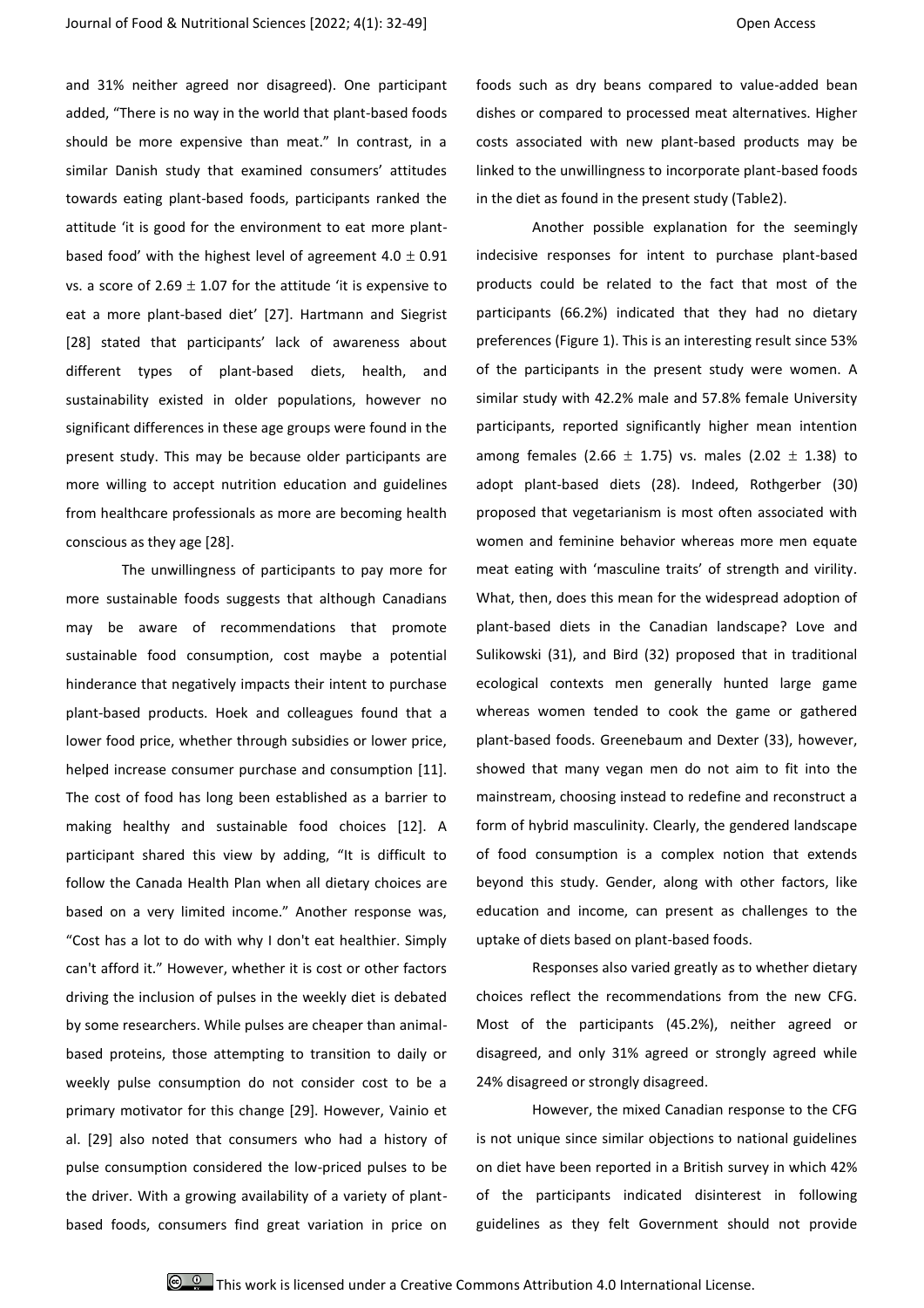and 31% neither agreed nor disagreed). One participant added, "There is no way in the world that plant-based foods should be more expensive than meat." In contrast, in a similar Danish study that examined consumers' attitudes towards eating plant-based foods, participants ranked the attitude 'it is good for the environment to eat more plant-based food' with the highest level of agreement $4.0 \pm 0.91$ vs. a score of $2.69 \pm 1.07$ for the attitude 'it is expensive to eat a more plant-based diet' [27]. Hartmann and Siegrist [28] stated that participants' lack of awareness about different types of plant-based diets, health, and sustainability existed in older populations, however no significant differences in these age groups were found in the present study. This may be because older participants are more willing to accept nutrition education and guidelines from healthcare professionals as more are becoming health conscious as they age [28].

The unwillingness of participants to pay more for more sustainable foods suggests that although Canadians may be aware of recommendations that promote sustainable food consumption, cost maybe a potential hinderance that negatively impacts their intent to purchase plant-based products. Hoek and colleagues found that a lower food price, whether through subsidies or lower price, helped increase consumer purchase and consumption [11]. The cost of food has long been established as a barrier to making healthy and sustainable food choices [12]. A participant shared this view by adding, "It is difficult to follow the Canada Health Plan when all dietary choices are based on a very limited income." Another response was, "Cost has a lot to do with why I don't eat healthier. Simply can't afford it." However, whether it is cost or other factors driving the inclusion of pulses in the weekly diet is debated by some researchers. While pulses are cheaper than animal-based proteins, those attempting to transition to daily or weekly pulse consumption do not consider cost to be a primary motivator for this change [29]. However, Vainio et al. [29] also noted that consumers who had a history of pulse consumption considered the low-priced pulses to be the driver. With a growing availability of a variety of plant-based foods, consumers find great variation in price on foods such as dry beans compared to value-added bean dishes or compared to processed meat alternatives. Higher costs associated with new plant-based products may be linked to the unwillingness to incorporate plant-based foods in the diet as found in the present study (Table2).

Another possible explanation for the seemingly indecisive responses for intent to purchase plant-based products could be related to the fact that most of the participants (66.2%) indicated that they had no dietary preferences (Figure 1). This is an interesting result since 53% of the participants in the present study were women. A similar study with 42.2% male and 57.8% female University participants, reported significantly higher mean intention among females ($2.66 \pm 1.75$) vs. males ($2.02 \pm 1.38$) to adopt plant-based diets (28). Indeed, Rothgerber (30) proposed that vegetarianism is most often associated with women and feminine behavior whereas more men equate meat eating with 'masculine traits' of strength and virility. What, then, does this mean for the widespread adoption of plant-based diets in the Canadian landscape? Love and Sulikowski (31), and Bird (32) proposed that in traditional ecological contexts men generally hunted large game whereas women tended to cook the game or gathered plant-based foods. Greenebaum and Dexter (33), however, showed that many vegan men do not aim to fit into the mainstream, choosing instead to redefine and reconstruct a form of hybrid masculinity. Clearly, the gendered landscape of food consumption is a complex notion that extends beyond this study. Gender, along with other factors, like education and income, can present as challenges to the uptake of diets based on plant-based foods.

Responses also varied greatly as to whether dietary choices reflect the recommendations from the new CFG. Most of the participants (45.2%), neither agreed or disagreed, and only 31% agreed or strongly agreed while 24% disagreed or strongly disagreed.

However, the mixed Canadian response to the CFG is not unique since similar objections to national guidelines on diet have been reported in a British survey in which 42% of the participants indicated disinterest in following guidelines as they felt Government should not provide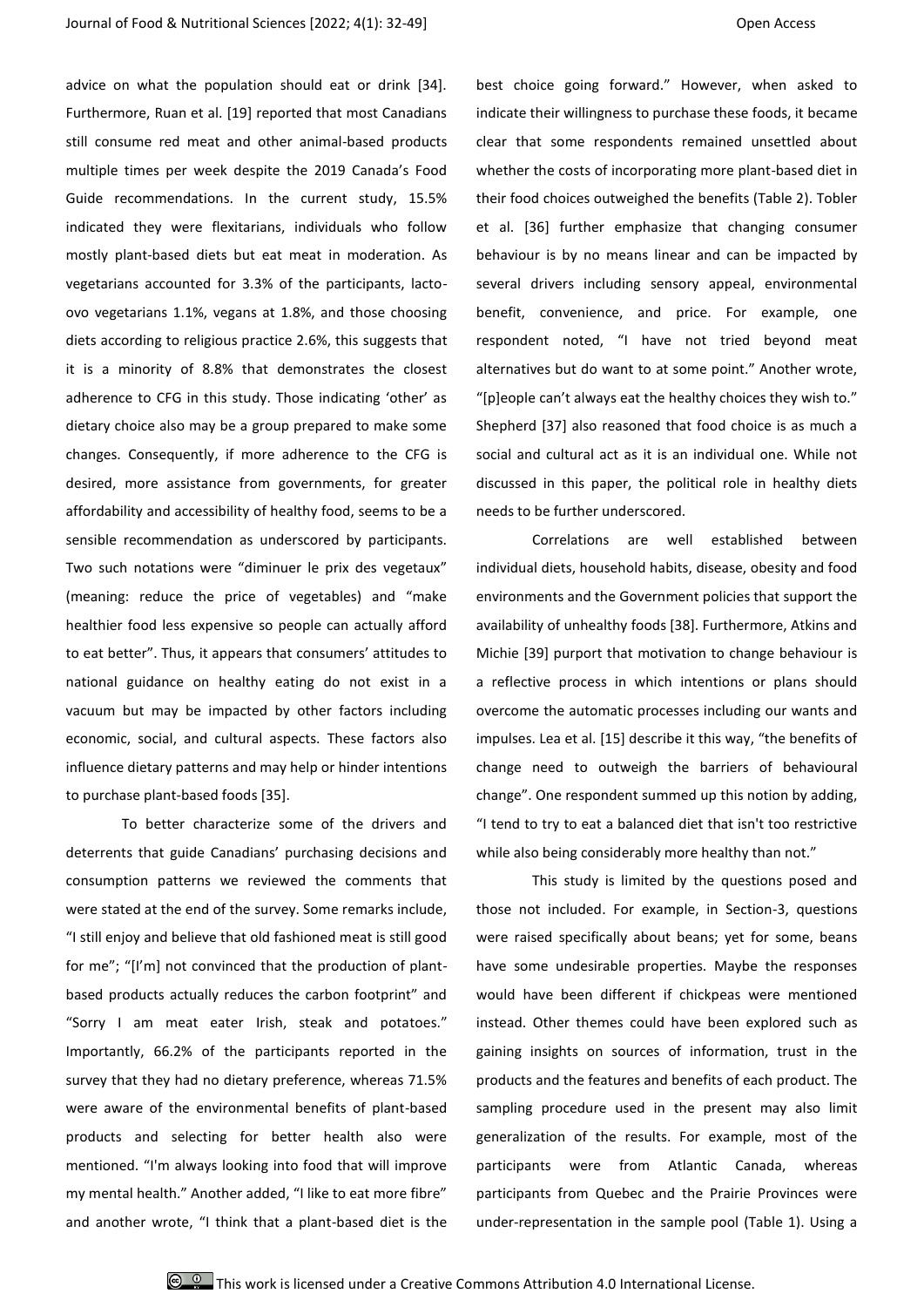advice on what the population should eat or drink [34]. Furthermore, Ruan et al. [19] reported that most Canadians still consume red meat and other animal-based products multiple times per week despite the 2019 Canada's Food Guide recommendations. In the current study, 15.5% indicated they were flexitarians, individuals who follow mostly plant-based diets but eat meat in moderation. As vegetarians accounted for 3.3% of the participants, lacto-ovo vegetarians 1.1%, vegans at 1.8%, and those choosing diets according to religious practice 2.6%, this suggests that it is a minority of 8.8% that demonstrates the closest adherence to CFG in this study. Those indicating 'other' as dietary choice also may be a group prepared to make some changes. Consequently, if more adherence to the CFG is desired, more assistance from governments, for greater affordability and accessibility of healthy food, seems to be a sensible recommendation as underscored by participants. Two such notations were "diminuer le prix des vegetaux" (meaning: reduce the price of vegetables) and "make healthier food less expensive so people can actually afford to eat better". Thus, it appears that consumers' attitudes to national guidance on healthy eating do not exist in a vacuum but may be impacted by other factors including economic, social, and cultural aspects. These factors also influence dietary patterns and may help or hinder intentions to purchase plant-based foods [35].

To better characterize some of the drivers and deterrents that guide Canadians' purchasing decisions and consumption patterns we reviewed the comments that were stated at the end of the survey. Some remarks include, "I still enjoy and believe that old fashioned meat is still good for me"; "[I'm] not convinced that the production of plant-based products actually reduces the carbon footprint" and "Sorry I am meat eater Irish, steak and potatoes." Importantly, 66.2% of the participants reported in the survey that they had no dietary preference, whereas 71.5% were aware of the environmental benefits of plant-based products and selecting for better health also were mentioned. "I'm always looking into food that will improve my mental health." Another added, "I like to eat more fibre" and another wrote, "I think that a plant-based diet is the best choice going forward." However, when asked to indicate their willingness to purchase these foods, it became clear that some respondents remained unsettled about whether the costs of incorporating more plant-based diet in their food choices outweighed the benefits (Table 2). Tobler et al. [36] further emphasize that changing consumer behaviour is by no means linear and can be impacted by several drivers including sensory appeal, environmental benefit, convenience, and price. For example, one respondent noted, "I have not tried beyond meat alternatives but do want to at some point." Another wrote, "[p]eople can't always eat the healthy choices they wish to." Shepherd [37] also reasoned that food choice is as much a social and cultural act as it is an individual one. While not discussed in this paper, the political role in healthy diets needs to be further underscored.

Correlations are well established between individual diets, household habits, disease, obesity and food environments and the Government policies that support the availability of unhealthy foods [38]. Furthermore, Atkins and Michie [39] purport that motivation to change behaviour is a reflective process in which intentions or plans should overcome the automatic processes including our wants and impulses. Lea et al. [15] describe it this way, "the benefits of change need to outweigh the barriers of behavioural change". One respondent summed up this notion by adding, "I tend to try to eat a balanced diet that isn't too restrictive while also being considerably more healthy than not."

This study is limited by the questions posed and those not included. For example, in Section-3, questions were raised specifically about beans; yet for some, beans have some undesirable properties. Maybe the responses would have been different if chickpeas were mentioned instead. Other themes could have been explored such as gaining insights on sources of information, trust in the products and the features and benefits of each product. The sampling procedure used in the present may also limit generalization of the results. For example, most of the participants were from Atlantic Canada, whereas participants from Quebec and the Prairie Provinces were under-representation in the sample pool (Table 1). Using a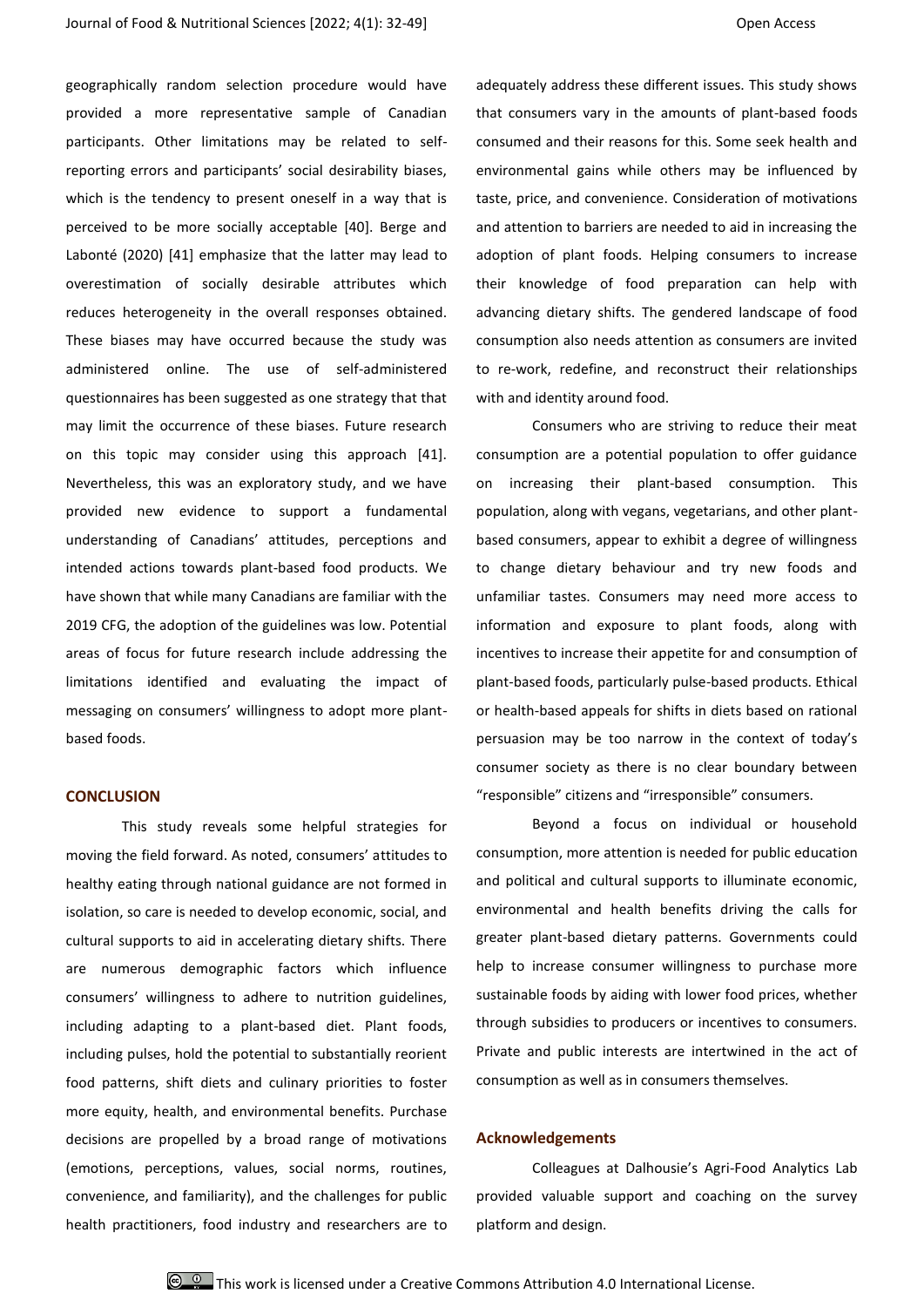geographically random selection procedure would have provided a more representative sample of Canadian participants. Other limitations may be related to self-reporting errors and participants' social desirability biases, which is the tendency to present oneself in a way that is perceived to be more socially acceptable [40]. Berge and Labonté (2020) [41] emphasize that the latter may lead to overestimation of socially desirable attributes which reduces heterogeneity in the overall responses obtained. These biases may have occurred because the study was administered online. The use of self-administered questionnaires has been suggested as one strategy that that may limit the occurrence of these biases. Future research on this topic may consider using this approach [41]. Nevertheless, this was an exploratory study, and we have provided new evidence to support a fundamental understanding of Canadians' attitudes, perceptions and intended actions towards plant-based food products. We have shown that while many Canadians are familiar with the 2019 CFG, the adoption of the guidelines was low. Potential areas of focus for future research include addressing the limitations identified and evaluating the impact of messaging on consumers' willingness to adopt more plant-based foods.

## CONCLUSION

This study reveals some helpful strategies for moving the field forward. As noted, consumers' attitudes to healthy eating through national guidance are not formed in isolation, so care is needed to develop economic, social, and cultural supports to aid in accelerating dietary shifts. There are numerous demographic factors which influence consumers' willingness to adhere to nutrition guidelines, including adapting to a plant-based diet. Plant foods, including pulses, hold the potential to substantially reorient food patterns, shift diets and culinary priorities to foster more equity, health, and environmental benefits. Purchase decisions are propelled by a broad range of motivations (emotions, perceptions, values, social norms, routines, convenience, and familiarity), and the challenges for public health practitioners, food industry and researchers are to adequately address these different issues. This study shows that consumers vary in the amounts of plant-based foods consumed and their reasons for this. Some seek health and environmental gains while others may be influenced by taste, price, and convenience. Consideration of motivations and attention to barriers are needed to aid in increasing the adoption of plant foods. Helping consumers to increase their knowledge of food preparation can help with advancing dietary shifts. The gendered landscape of food consumption also needs attention as consumers are invited to re-work, redefine, and reconstruct their relationships with and identity around food.

Consumers who are striving to reduce their meat consumption are a potential population to offer guidance on increasing their plant-based consumption. This population, along with vegans, vegetarians, and other plant-based consumers, appear to exhibit a degree of willingness to change dietary behaviour and try new foods and unfamiliar tastes. Consumers may need more access to information and exposure to plant foods, along with incentives to increase their appetite for and consumption of plant-based foods, particularly pulse-based products. Ethical or health-based appeals for shifts in diets based on rational persuasion may be too narrow in the context of today's consumer society as there is no clear boundary between "responsible" citizens and "irresponsible" consumers.

Beyond a focus on individual or household consumption, more attention is needed for public education and political and cultural supports to illuminate economic, environmental and health benefits driving the calls for greater plant-based dietary patterns. Governments could help to increase consumer willingness to purchase more sustainable foods by aiding with lower food prices, whether through subsidies to producers or incentives to consumers. Private and public interests are intertwined in the act of consumption as well as in consumers themselves.

## Acknowledgements

Colleagues at Dalhousie's Agri-Food Analytics Lab provided valuable support and coaching on the survey platform and design.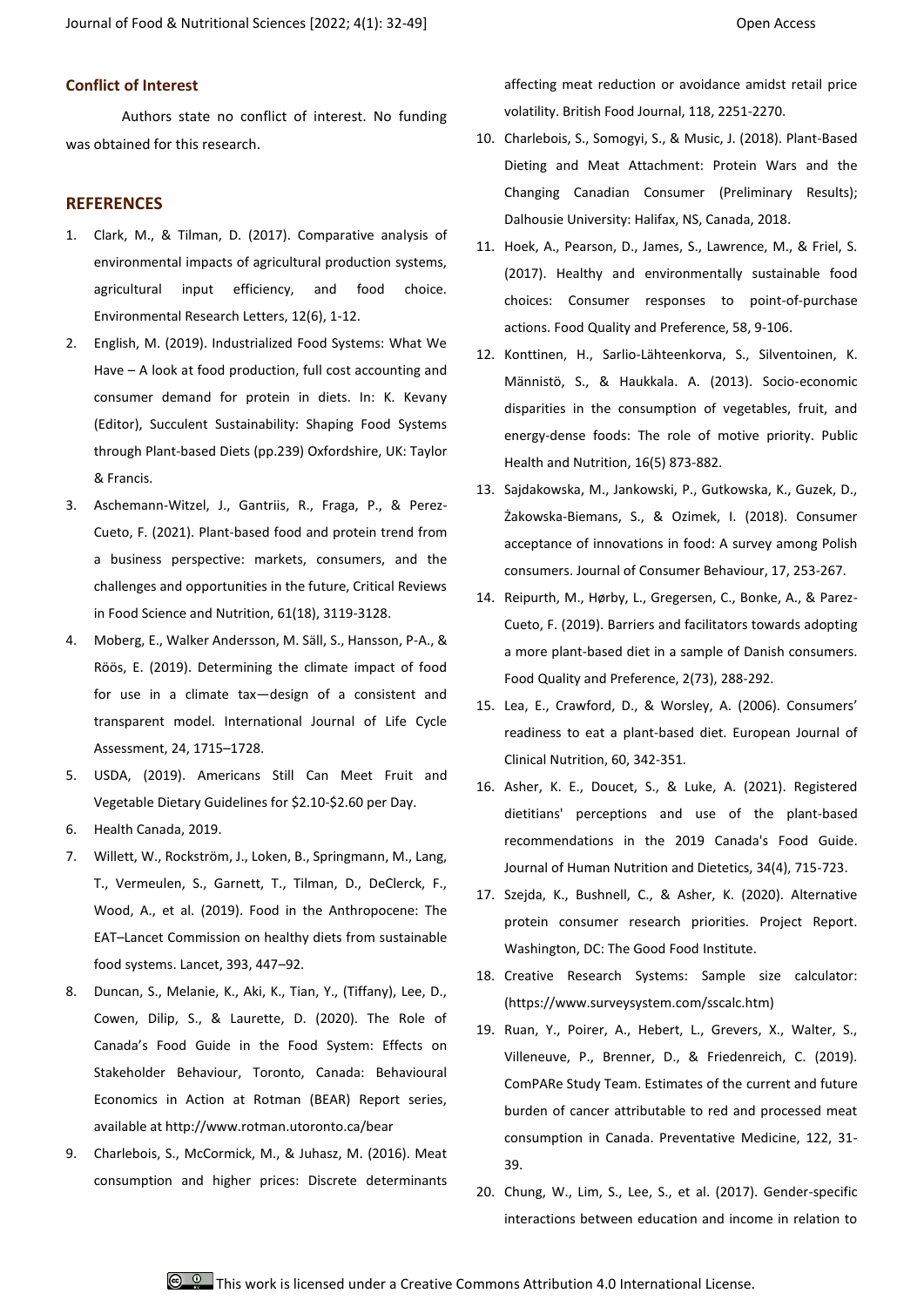## Conflict of Interest

Authors state no conflict of interest. No funding was obtained for this research.

## REFERENCES

1. Clark, M., & Tilman, D. (2017). Comparative analysis of environmental impacts of agricultural production systems, agricultural input efficiency, and food choice. Environmental Research Letters, 12(6), 1-12.
2. English, M. (2019). Industrialized Food Systems: What We Have – A look at food production, full cost accounting and consumer demand for protein in diets. In: K. Kevany (Editor), Succulent Sustainability: Shaping Food Systems through Plant-based Diets (pp.239) Oxfordshire, UK: Taylor & Francis.
3. Aschemann-Witzel, J., Gantriis, R., Fraga, P., & Perez-Cueto, F. (2021). Plant-based food and protein trend from a business perspective: markets, consumers, and the challenges and opportunities in the future, Critical Reviews in Food Science and Nutrition, 61(18), 3119-3128.
4. Moberg, E., Walker Andersson, M. Säll, S., Hansson, P-A., & Röös, E. (2019). Determining the climate impact of food for use in a climate tax—design of a consistent and transparent model. International Journal of Life Cycle Assessment, 24, 1715–1728.
5. USDA, (2019). Americans Still Can Meet Fruit and Vegetable Dietary Guidelines for $2.10-$2.60 per Day.
6. Health Canada, 2019.
7. Willett, W., Rockström, J., Loken, B., Springmann, M., Lang, T., Vermeulen, S., Garnett, T., Tilman, D., DeClerck, F., Wood, A., et al. (2019). Food in the Anthropocene: The EAT–Lancet Commission on healthy diets from sustainable food systems. Lancet, 393, 447–92.
8. Duncan, S., Melanie, K., Aki, K., Tian, Y., (Tiffany), Lee, D., Cowen, Dilip, S., & Laurette, D. (2020). The Role of Canada's Food Guide in the Food System: Effects on Stakeholder Behaviour, Toronto, Canada: Behavioural Economics in Action at Rotman (BEAR) Report series, available at http://www.rotman.utoronto.ca/bear
9. Charlebois, S., McCormick, M., & Juhasz, M. (2016). Meat consumption and higher prices: Discrete determinants affecting meat reduction or avoidance amidst retail price volatility. British Food Journal, 118, 2251-2270.
10. Charlebois, S., Somogyi, S., & Music, J. (2018). Plant-Based Dieting and Meat Attachment: Protein Wars and the Changing Canadian Consumer (Preliminary Results); Dalhousie University: Halifax, NS, Canada, 2018.
11. Hoek, A., Pearson, D., James, S., Lawrence, M., & Friel, S. (2017). Healthy and environmentally sustainable food choices: Consumer responses to point-of-purchase actions. Food Quality and Preference, 58, 9-106.
12. Konttinen, H., Sarlio-Lähteenkorva, S., Silventoinen, K. Männistö, S., & Haukkala. A. (2013). Socio-economic disparities in the consumption of vegetables, fruit, and energy-dense foods: The role of motive priority. Public Health and Nutrition, 16(5) 873-882.
13. Sajdakowska, M., Jankowski, P., Gutkowska, K., Guzek, D., Żakowska-Biemans, S., & Ozimek, I. (2018). Consumer acceptance of innovations in food: A survey among Polish consumers. Journal of Consumer Behaviour, 17, 253-267.
14. Reipurth, M., Hørby, L., Gregersen, C., Bonke, A., & Parez-Cueto, F. (2019). Barriers and facilitators towards adopting a more plant-based diet in a sample of Danish consumers. Food Quality and Preference, 2(73), 288-292.
15. Lea, E., Crawford, D., & Worsley, A. (2006). Consumers' readiness to eat a plant-based diet. European Journal of Clinical Nutrition, 60, 342-351.
16. Asher, K. E., Doucet, S., & Luke, A. (2021). Registered dietitians' perceptions and use of the plant-based recommendations in the 2019 Canada's Food Guide. Journal of Human Nutrition and Dietetics, 34(4), 715-723.
17. Szejda, K., Bushnell, C., & Asher, K. (2020). Alternative protein consumer research priorities. Project Report. Washington, DC: The Good Food Institute.
18. Creative Research Systems: Sample size calculator: (https://www.surveysystem.com/sscalc.htm)
19. Ruan, Y., Poirer, A., Hebert, L., Grevers, X., Walter, S., Villeneuve, P., Brenner, D., & Friedenreich, C. (2019). ComPARe Study Team. Estimates of the current and future burden of cancer attributable to red and processed meat consumption in Canada. Preventative Medicine, 122, 31-39.
20. Chung, W., Lim, S., Lee, S., et al. (2017). Gender-specific interactions between education and income in relation to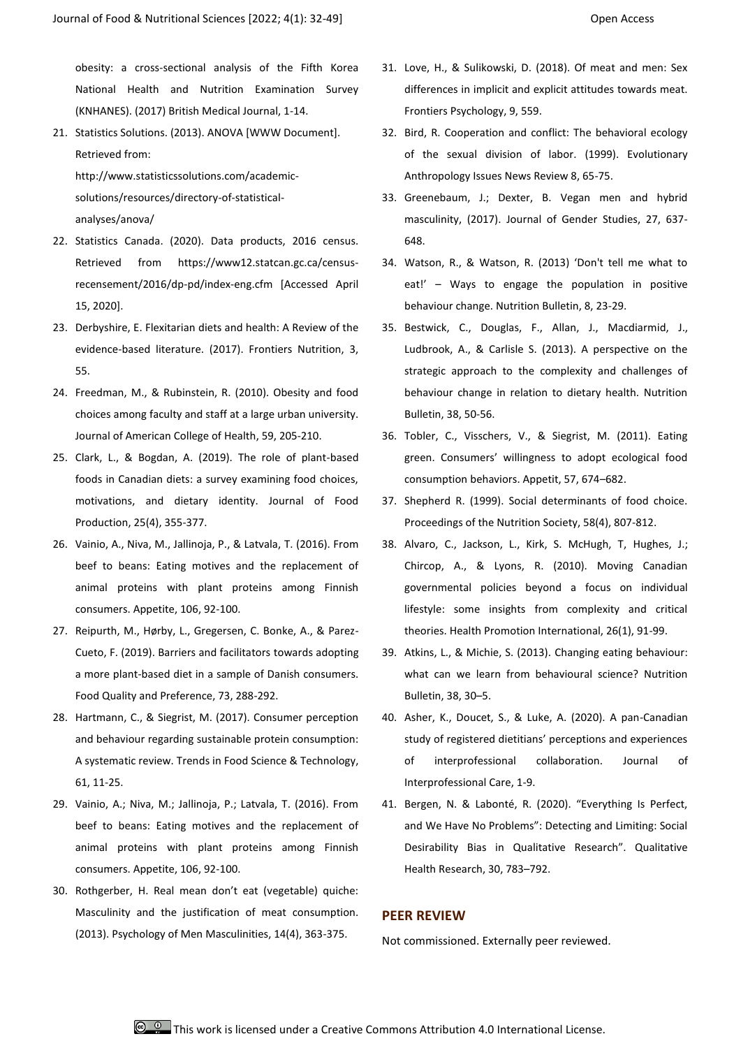obesity: a cross-sectional analysis of the Fifth Korea National Health and Nutrition Examination Survey (KNHANES). (2017) British Medical Journal, 1-14.

21. Statistics Solutions. (2013). ANOVA [WWW Document]. Retrieved from: http://www.statisticssolutions.com/academic-solutions/resources/directory-of-statistical-analyses/anova/
22. Statistics Canada. (2020). Data products, 2016 census. Retrieved from https://www12.statcan.gc.ca/census-recensement/2016/dp-pd/index-eng.cfm [Accessed April 15, 2020].
23. Derbyshire, E. Flexitarian diets and health: A Review of the evidence-based literature. (2017). Frontiers Nutrition, 3, 55.
24. Freedman, M., & Rubinstein, R. (2010). Obesity and food choices among faculty and staff at a large urban university. Journal of American College of Health, 59, 205-210.
25. Clark, L., & Bogdan, A. (2019). The role of plant-based foods in Canadian diets: a survey examining food choices, motivations, and dietary identity. Journal of Food Production, 25(4), 355-377.
26. Vainio, A., Niva, M., Jallinoja, P., & Latvala, T. (2016). From beef to beans: Eating motives and the replacement of animal proteins with plant proteins among Finnish consumers. Appetite, 106, 92-100.
27. Reipurth, M., Hørby, L., Gregersen, C. Bonke, A., & Parez-Cueto, F. (2019). Barriers and facilitators towards adopting a more plant-based diet in a sample of Danish consumers. Food Quality and Preference, 73, 288-292.
28. Hartmann, C., & Siegrist, M. (2017). Consumer perception and behaviour regarding sustainable protein consumption: A systematic review. Trends in Food Science & Technology, 61, 11-25.
29. Vainio, A.; Niva, M.; Jallinoja, P.; Latvala, T. (2016). From beef to beans: Eating motives and the replacement of animal proteins with plant proteins among Finnish consumers. Appetite, 106, 92-100.
30. Rothgerber, H. Real mean don't eat (vegetable) quiche: Masculinity and the justification of meat consumption. (2013). Psychology of Men Masculinities, 14(4), 363-375.
31. Love, H., & Sulikowski, D. (2018). Of meat and men: Sex differences in implicit and explicit attitudes towards meat. Frontiers Psychology, 9, 559.
32. Bird, R. Cooperation and conflict: The behavioral ecology of the sexual division of labor. (1999). Evolutionary Anthropology Issues News Review 8, 65-75.
33. Greenebaum, J.; Dexter, B. Vegan men and hybrid masculinity, (2017). Journal of Gender Studies, 27, 637-648.
34. Watson, R., & Watson, R. (2013) 'Don't tell me what to eat!' – Ways to engage the population in positive behaviour change. Nutrition Bulletin, 8, 23-29.
35. Bestwick, C., Douglas, F., Allan, J., Macdiarmid, J., Ludbrook, A., & Carlisle S. (2013). A perspective on the strategic approach to the complexity and challenges of behaviour change in relation to dietary health. Nutrition Bulletin, 38, 50-56.
36. Tobler, C., Visschers, V., & Siegrist, M. (2011). Eating green. Consumers' willingness to adopt ecological food consumption behaviors. Appetit, 57, 674–682.
37. Shepherd R. (1999). Social determinants of food choice. Proceedings of the Nutrition Society, 58(4), 807-812.
38. Alvaro, C., Jackson, L., Kirk, S. McHugh, T, Hughes, J.; Chircop, A., & Lyons, R. (2010). Moving Canadian governmental policies beyond a focus on individual lifestyle: some insights from complexity and critical theories. Health Promotion International, 26(1), 91-99.
39. Atkins, L., & Michie, S. (2013). Changing eating behaviour: what can we learn from behavioural science? Nutrition Bulletin, 38, 30–5.
40. Asher, K., Doucet, S., & Luke, A. (2020). A pan-Canadian study of registered dietitians' perceptions and experiences of interprofessional collaboration. Journal of Interprofessional Care, 1-9.
41. Bergen, N. & Labonté, R. (2020). "Everything Is Perfect, and We Have No Problems": Detecting and Limiting: Social Desirability Bias in Qualitative Research". Qualitative Health Research, 30, 783–792.

## PEER REVIEW

Not commissioned. Externally peer reviewed.

This work is licensed under a Creative Commons Attribution 4.0 International License.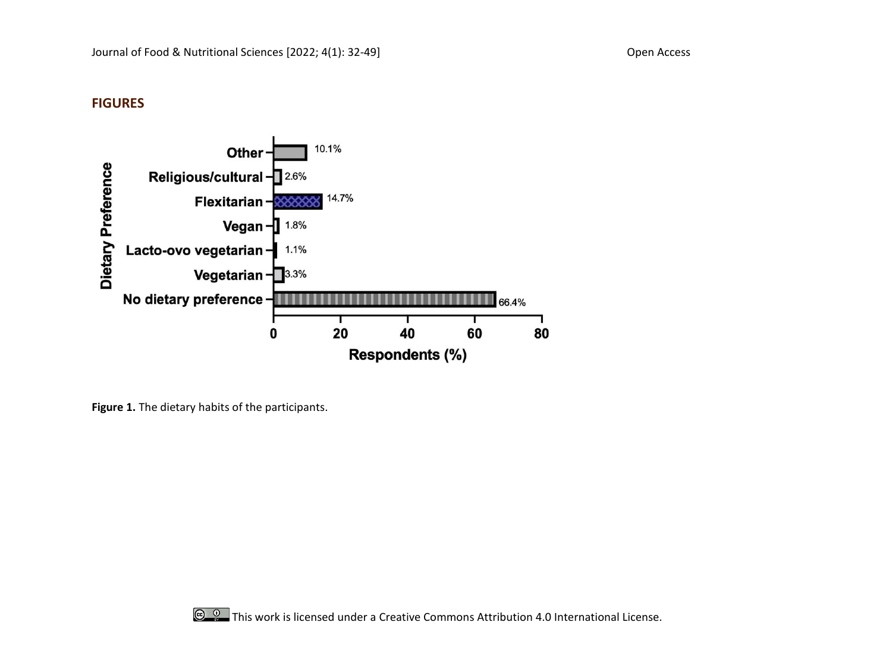## FIGURES

Figure 1. The dietary habits of the participants.

This work is licensed under a Creative Commons Attribution 4.0 International License.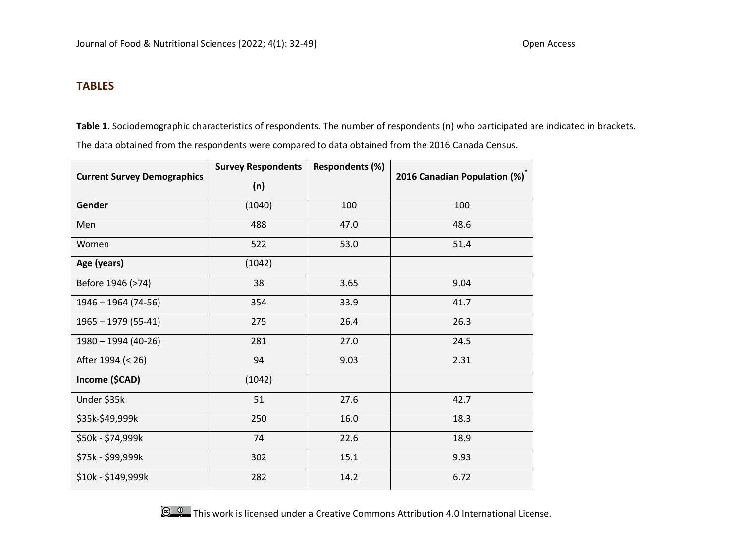## TABLES

**Table 1**. Sociodemographic characteristics of respondents. The number of respondents (n) who participated are indicated in brackets. The data obtained from the respondents were compared to data obtained from the 2016 Canada Census.

| Current Survey Demographics | Survey Respondents (n) | Respondents (%) | 2016 Canadian Population (%)* |
|---|---|---|---|
| **Gender** | (1040) | 100 | 100 |
| Men | 488 | 47.0 | 48.6 |
| Women | 522 | 53.0 | 51.4 |
| **Age (years)** | (1042) | | |
| Before 1946 (>74) | 38 | 3.65 | 9.04 |
| 1946 – 1964 (74-56) | 354 | 33.9 | 41.7 |
| 1965 – 1979 (55-41) | 275 | 26.4 | 26.3 |
| 1980 – 1994 (40-26) | 281 | 27.0 | 24.5 |
| After 1994 (< 26) | 94 | 9.03 | 2.31 |
| **Income ($CAD)** | (1042) | | |
| Under $35k | 51 | 27.6 | 42.7 |
| $35k-$49,999k | 250 | 16.0 | 18.3 |
| $50k - $74,999k | 74 | 22.6 | 18.9 |
| $75k - $99,999k | 302 | 15.1 | 9.93 |
| $10k - $149,999k | 282 | 14.2 | 6.72 |

This work is licensed under a Creative Commons Attribution 4.0 International License.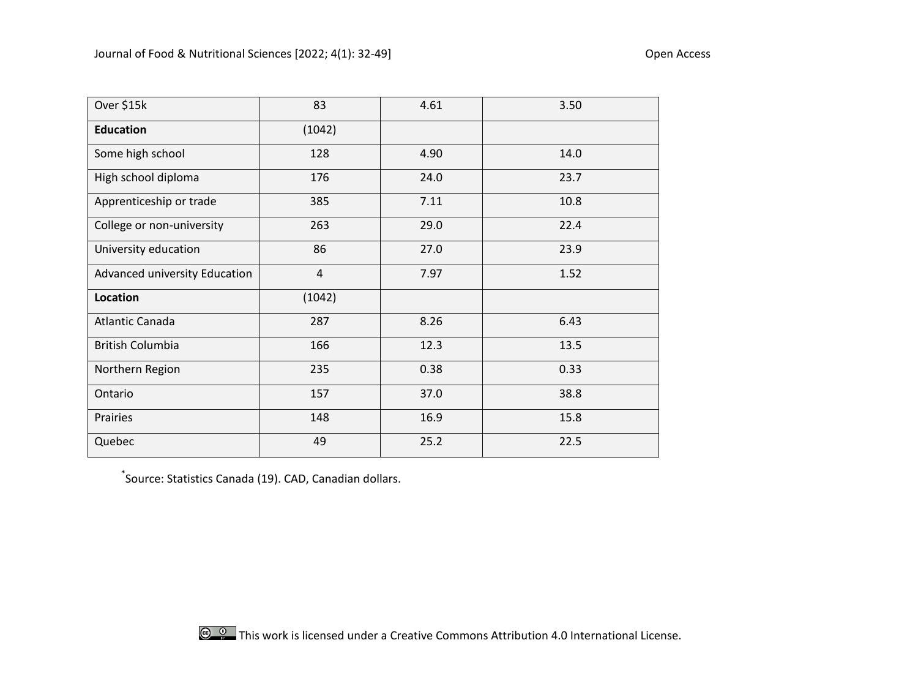| | | | |
|---|---|---|---|
| Over $15k | 83 | 4.61 | 3.50 |
| **Education** | (1042) | | |
| Some high school | 128 | 4.90 | 14.0 |
| High school diploma | 176 | 24.0 | 23.7 |
| Apprenticeship or trade | 385 | 7.11 | 10.8 |
| College or non-university | 263 | 29.0 | 22.4 |
| University education | 86 | 27.0 | 23.9 |
| Advanced university Education | 4 | 7.97 | 1.52 |
| **Location** | (1042) | | |
| Atlantic Canada | 287 | 8.26 | 6.43 |
| British Columbia | 166 | 12.3 | 13.5 |
| Northern Region | 235 | 0.38 | 0.33 |
| Ontario | 157 | 37.0 | 38.8 |
| Prairies | 148 | 16.9 | 15.8 |
| Quebec | 49 | 25.2 | 22.5 |

*Source: Statistics Canada (19). CAD, Canadian dollars.

This work is licensed under a Creative Commons Attribution 4.0 International License.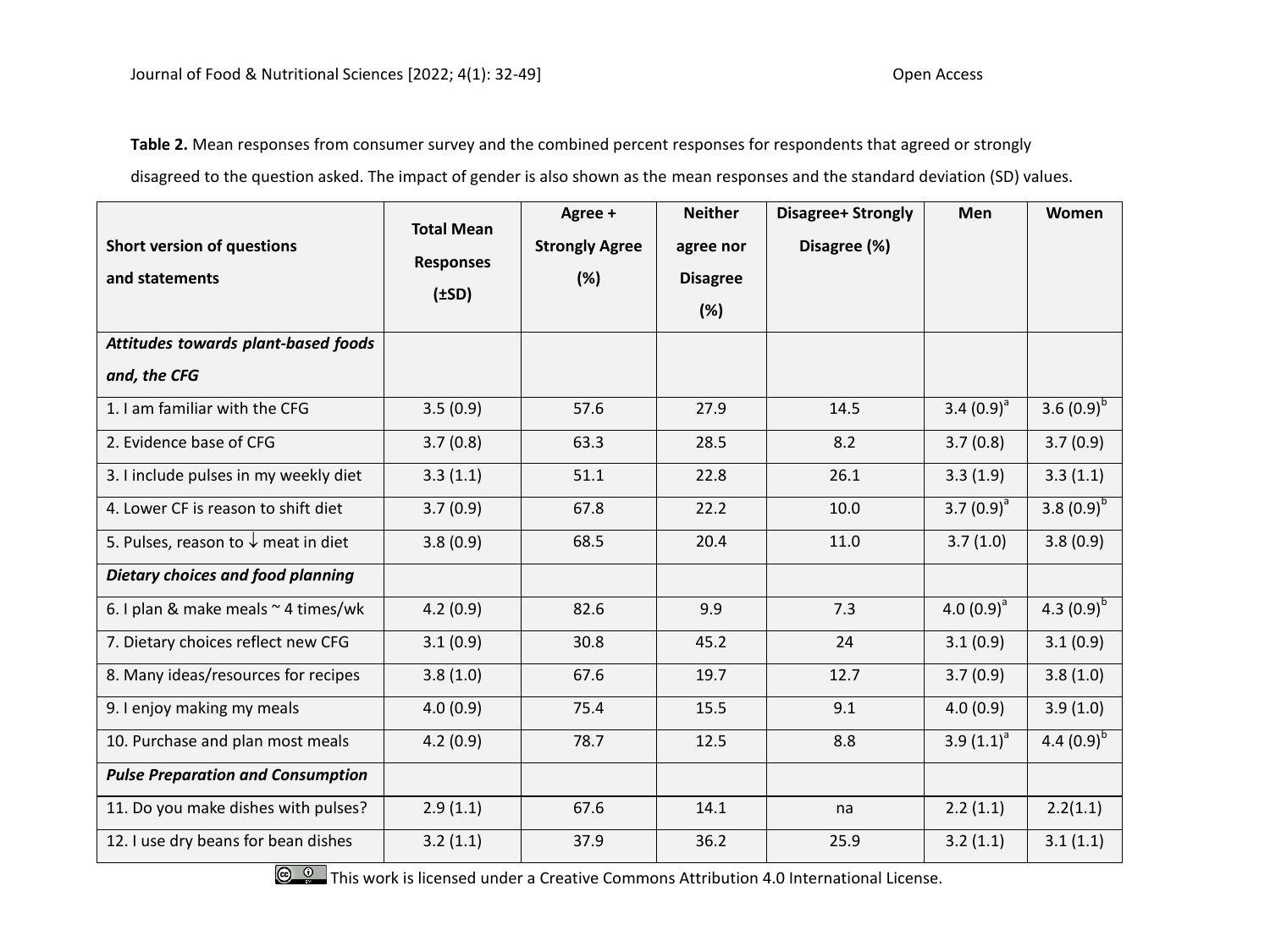**Table 2.** Mean responses from consumer survey and the combined percent responses for respondents that agreed or strongly disagreed to the question asked. The impact of gender is also shown as the mean responses and the standard deviation (SD) values.

| Short version of questions and statements | Total Mean Responses (±SD) | Agree + Strongly Agree (%) | Neither agree nor Disagree (%) | Disagree+ Strongly Disagree (%) | Men | Women |
|---|---|---|---|---|---|---|
| ***Attitudes towards plant-based foods and, the CFG*** | | | | | | |
| 1. I am familiar with the CFG | 3.5 (0.9) | 57.6 | 27.9 | 14.5 | 3.4 (0.9)[a] | 3.6 (0.9)[b] |
| 2. Evidence base of CFG | 3.7 (0.8) | 63.3 | 28.5 | 8.2 | 3.7 (0.8) | 3.7 (0.9) |
| 3. I include pulses in my weekly diet | 3.3 (1.1) | 51.1 | 22.8 | 26.1 | 3.3 (1.9) | 3.3 (1.1) |
| 4. Lower CF is reason to shift diet | 3.7 (0.9) | 67.8 | 22.2 | 10.0 | 3.7 (0.9)[a] | 3.8 (0.9)[b] |
| 5. Pulses, reason to ↓ meat in diet | 3.8 (0.9) | 68.5 | 20.4 | 11.0 | 3.7 (1.0) | 3.8 (0.9) |
| ***Dietary choices and food planning*** | | | | | | |
| 6. I plan & make meals ~ 4 times/wk | 4.2 (0.9) | 82.6 | 9.9 | 7.3 | 4.0 (0.9)[a] | 4.3 (0.9)[b] |
| 7. Dietary choices reflect new CFG | 3.1 (0.9) | 30.8 | 45.2 | 24 | 3.1 (0.9) | 3.1 (0.9) |
| 8. Many ideas/resources for recipes | 3.8 (1.0) | 67.6 | 19.7 | 12.7 | 3.7 (0.9) | 3.8 (1.0) |
| 9. I enjoy making my meals | 4.0 (0.9) | 75.4 | 15.5 | 9.1 | 4.0 (0.9) | 3.9 (1.0) |
| 10. Purchase and plan most meals | 4.2 (0.9) | 78.7 | 12.5 | 8.8 | 3.9 (1.1)[a] | 4.4 (0.9)[b] |
| ***Pulse Preparation and Consumption*** | | | | | | |
| 11. Do you make dishes with pulses? | 2.9 (1.1) | 67.6 | 14.1 | na | 2.2 (1.1) | 2.2(1.1) |
| 12. I use dry beans for bean dishes | 3.2 (1.1) | 37.9 | 36.2 | 25.9 | 3.2 (1.1) | 3.1 (1.1) |

This work is licensed under a Creative Commons Attribution 4.0 International License.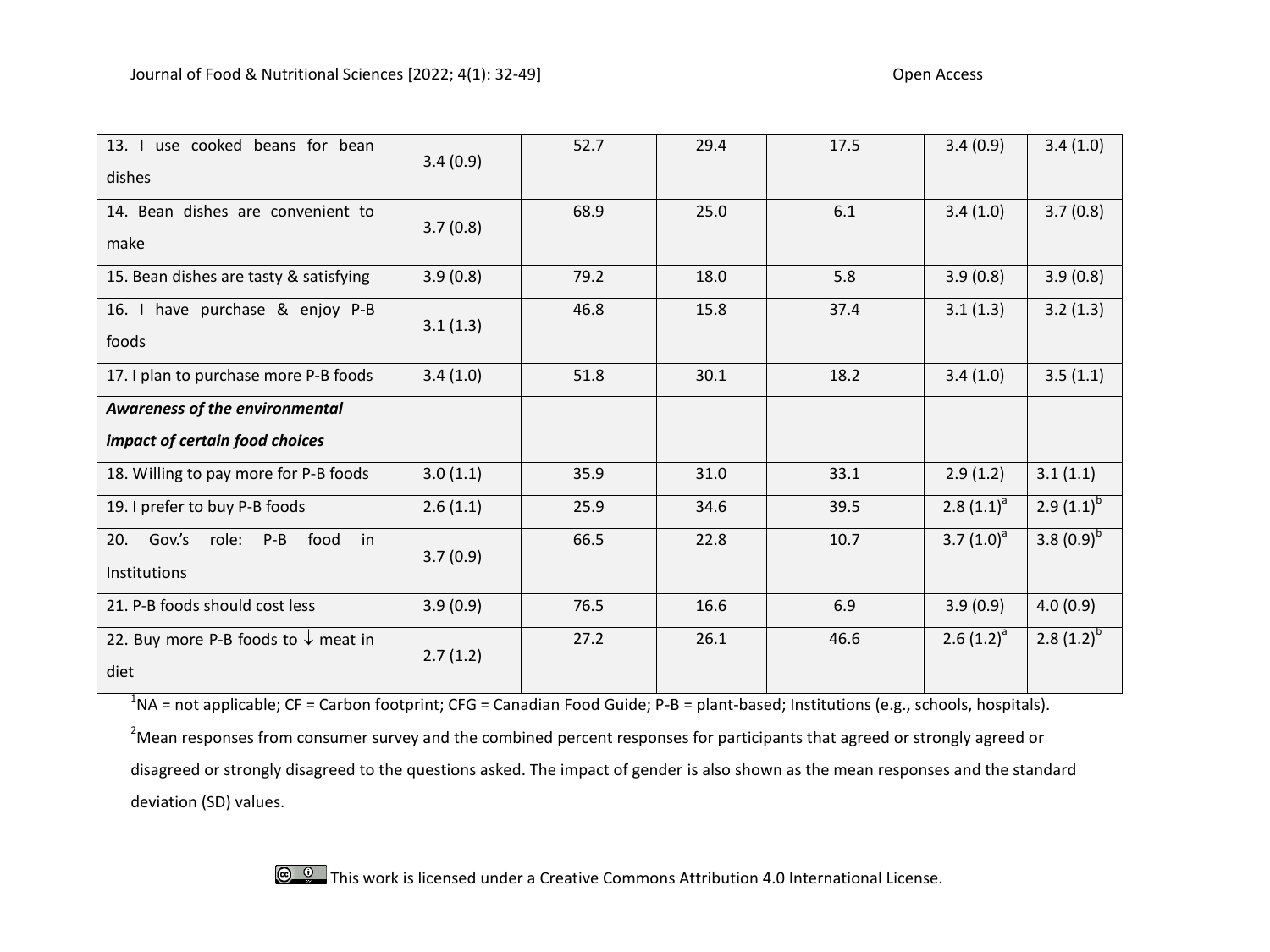| | | | | | | |
|---|---|---|---|---|---|---|
| 13. I use cooked beans for bean dishes | 3.4 (0.9) | 52.7 | 29.4 | 17.5 | 3.4 (0.9) | 3.4 (1.0) |
| 14. Bean dishes are convenient to make | 3.7 (0.8) | 68.9 | 25.0 | 6.1 | 3.4 (1.0) | 3.7 (0.8) |
| 15. Bean dishes are tasty & satisfying | 3.9 (0.8) | 79.2 | 18.0 | 5.8 | 3.9 (0.8) | 3.9 (0.8) |
| 16. I have purchase & enjoy P-B foods | 3.1 (1.3) | 46.8 | 15.8 | 37.4 | 3.1 (1.3) | 3.2 (1.3) |
| 17. I plan to purchase more P-B foods | 3.4 (1.0) | 51.8 | 30.1 | 18.2 | 3.4 (1.0) | 3.5 (1.1) |
| ***Awareness of the environmental impact of certain food choices*** | | | | | | |
| 18. Willing to pay more for P-B foods | 3.0 (1.1) | 35.9 | 31.0 | 33.1 | 2.9 (1.2) | 3.1 (1.1) |
| 19. I prefer to buy P-B foods | 2.6 (1.1) | 25.9 | 34.6 | 39.5 | 2.8 (1.1)[a] | 2.9 (1.1)[b] |
| 20. Gov.'s role: P-B food in Institutions | 3.7 (0.9) | 66.5 | 22.8 | 10.7 | 3.7 (1.0)[a] | 3.8 (0.9)[b] |
| 21. P-B foods should cost less | 3.9 (0.9) | 76.5 | 16.6 | 6.9 | 3.9 (0.9) | 4.0 (0.9) |
| 22. Buy more P-B foods to ↓ meat in diet | 2.7 (1.2) | 27.2 | 26.1 | 46.6 | 2.6 (1.2)[a] | 2.8 (1.2)[b] |

[1]NA = not applicable; CF = Carbon footprint; CFG = Canadian Food Guide; P-B = plant-based; Institutions (e.g., schools, hospitals).

[2]Mean responses from consumer survey and the combined percent responses for participants that agreed or strongly agreed or disagreed or strongly disagreed to the questions asked. The impact of gender is also shown as the mean responses and the standard deviation (SD) values.

This work is licensed under a Creative Commons Attribution 4.0 International License.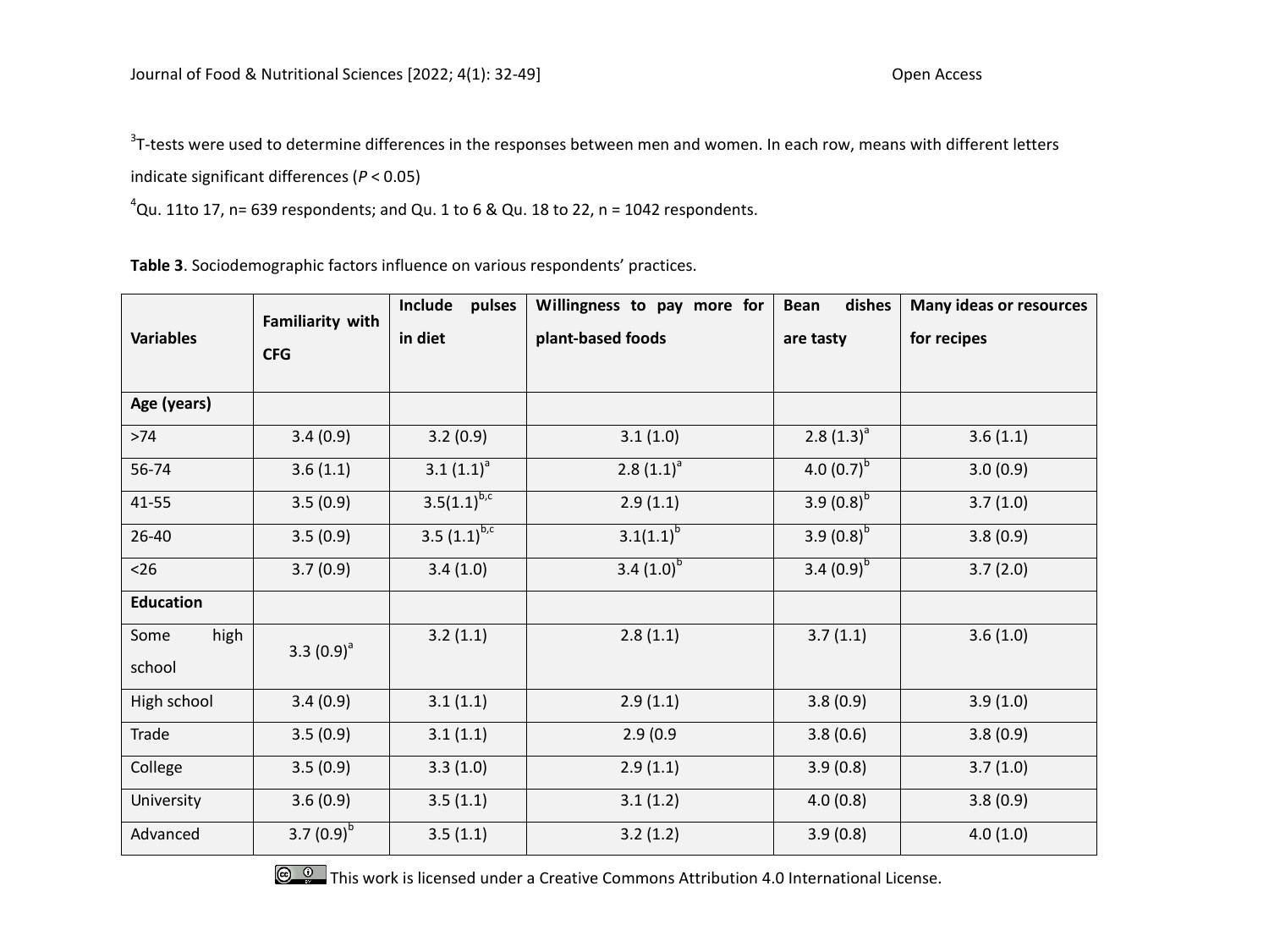[3]T-tests were used to determine differences in the responses between men and women. In each row, means with different letters indicate significant differences ($P < 0.05$)

[4]Qu. 11to 17, n= 639 respondents; and Qu. 1 to 6 & Qu. 18 to 22, n = 1042 respondents.

**Table 3**. Sociodemographic factors influence on various respondents' practices.

| Variables | Familiarity with CFG | Include pulses in diet | Willingness to pay more for plant-based foods | Bean dishes are tasty | Many ideas or resources for recipes |
|---|---|---|---|---|---|
| **Age (years)** | | | | | |
| >74 | 3.4 (0.9) | 3.2 (0.9) | 3.1 (1.0) | 2.8 (1.3)[a] | 3.6 (1.1) |
| 56-74 | 3.6 (1.1) | 3.1 (1.1)[a] | 2.8 (1.1)[a] | 4.0 (0.7)[b] | 3.0 (0.9) |
| 41-55 | 3.5 (0.9) | 3.5(1.1)[b,c] | 2.9 (1.1) | 3.9 (0.8)[b] | 3.7 (1.0) |
| 26-40 | 3.5 (0.9) | 3.5 (1.1)[b,c] | 3.1(1.1)[b] | 3.9 (0.8)[b] | 3.8 (0.9) |
| <26 | 3.7 (0.9) | 3.4 (1.0) | 3.4 (1.0)[b] | 3.4 (0.9)[b] | 3.7 (2.0) |
| **Education** | | | | | |
| Some high school | 3.3 (0.9)[a] | 3.2 (1.1) | 2.8 (1.1) | 3.7 (1.1) | 3.6 (1.0) |
| High school | 3.4 (0.9) | 3.1 (1.1) | 2.9 (1.1) | 3.8 (0.9) | 3.9 (1.0) |
| Trade | 3.5 (0.9) | 3.1 (1.1) | 2.9 (0.9 | 3.8 (0.6) | 3.8 (0.9) |
| College | 3.5 (0.9) | 3.3 (1.0) | 2.9 (1.1) | 3.9 (0.8) | 3.7 (1.0) |
| University | 3.6 (0.9) | 3.5 (1.1) | 3.1 (1.2) | 4.0 (0.8) | 3.8 (0.9) |
| Advanced | 3.7 (0.9)[b] | 3.5 (1.1) | 3.2 (1.2) | 3.9 (0.8) | 4.0 (1.0) |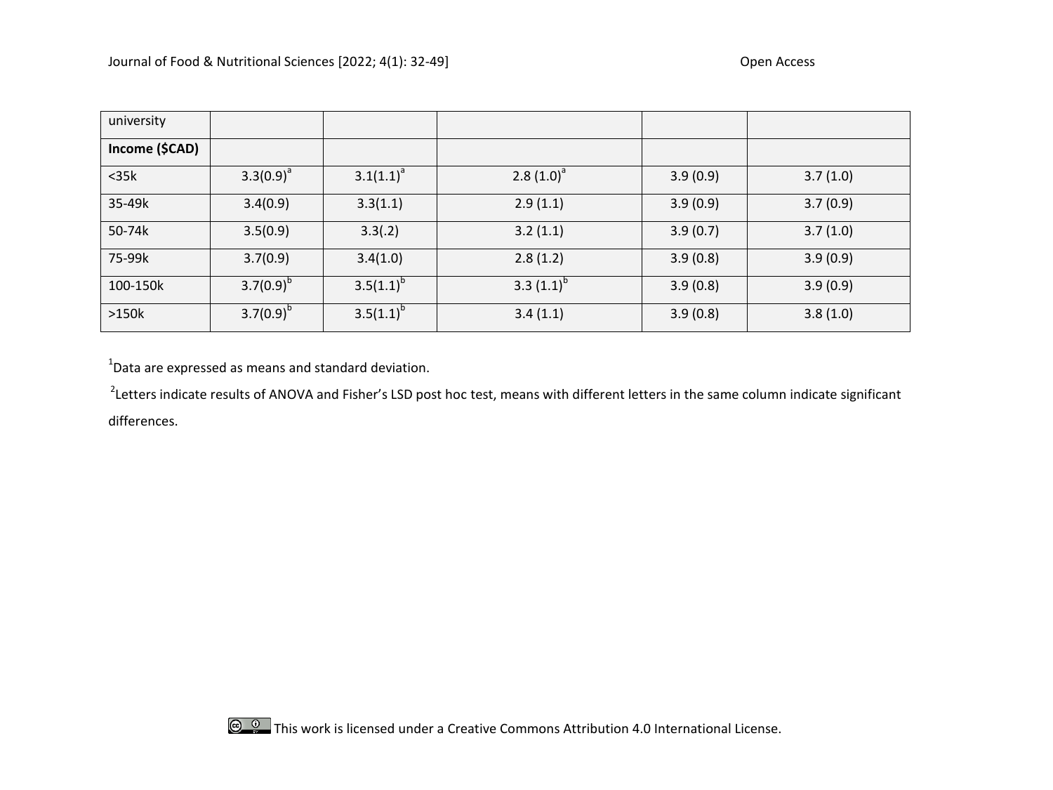| | | | | | |
|---|---|---|---|---|---|
| university | | | | | |
| **Income ($CAD)** | | | | | |
| <35k | 3.3(0.9)[a] | 3.1(1.1)[a] | 2.8 (1.0)[a] | 3.9 (0.9) | 3.7 (1.0) |
| 35-49k | 3.4(0.9) | 3.3(1.1) | 2.9 (1.1) | 3.9 (0.9) | 3.7 (0.9) |
| 50-74k | 3.5(0.9) | 3.3(.2) | 3.2 (1.1) | 3.9 (0.7) | 3.7 (1.0) |
| 75-99k | 3.7(0.9) | 3.4(1.0) | 2.8 (1.2) | 3.9 (0.8) | 3.9 (0.9) |
| 100-150k | 3.7(0.9)[b] | 3.5(1.1)[b] | 3.3 (1.1)[b] | 3.9 (0.8) | 3.9 (0.9) |
| >150k | 3.7(0.9)[b] | 3.5(1.1)[b] | 3.4 (1.1) | 3.9 (0.8) | 3.8 (1.0) |

[1]Data are expressed as means and standard deviation.

[2]Letters indicate results of ANOVA and Fisher's LSD post hoc test, means with different letters in the same column indicate significant differences.

This work is licensed under a Creative Commons Attribution 4.0 International License.